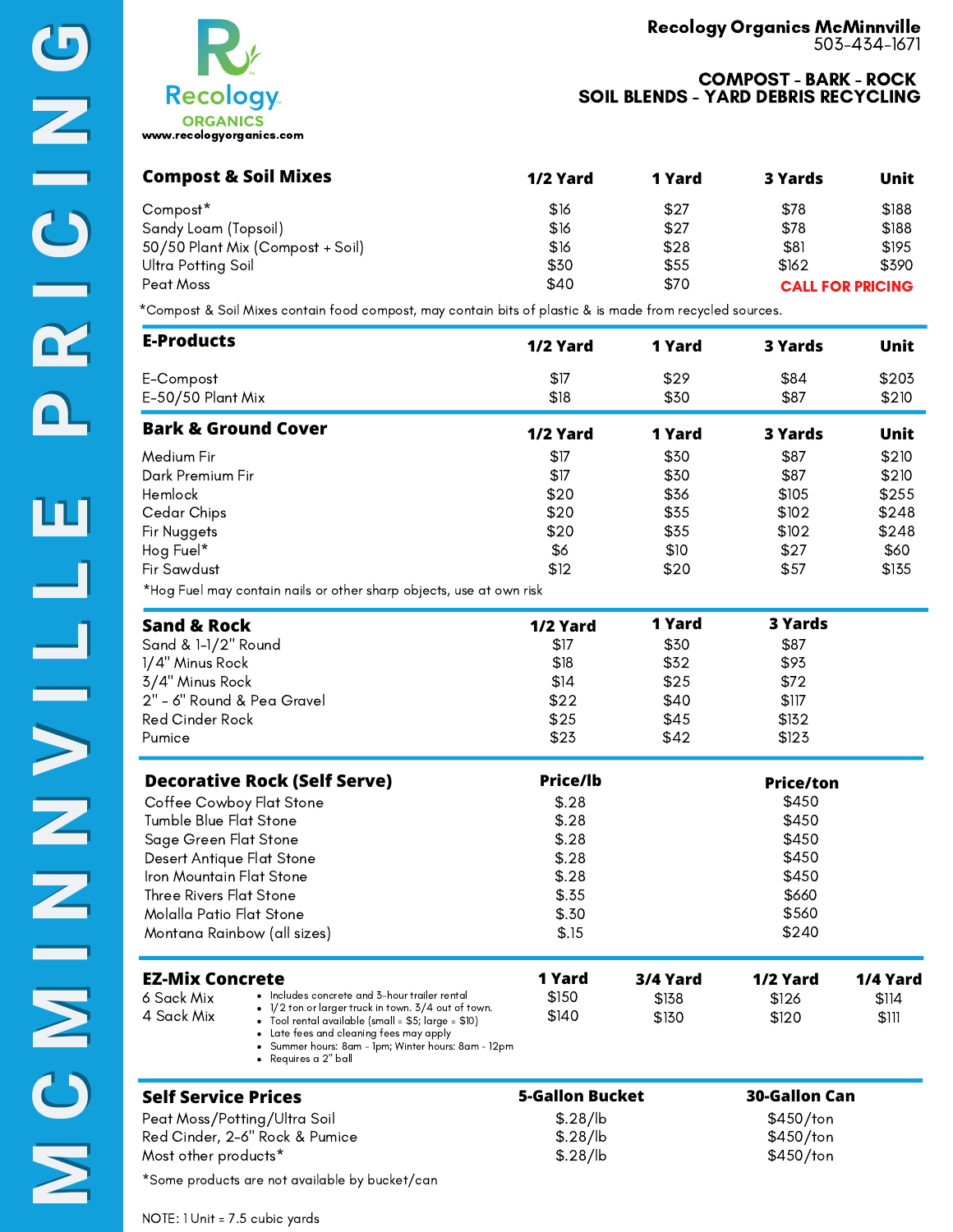# MCMINNVILLE PRICING

Recology ORGANICS
www.recologyorganics.com

**Recology Organics McMinnville**
503-434-1671

**COMPOST - BARK - ROCK**
**SOIL BLENDS - YARD DEBRIS RECYCLING**

## Compost & Soil Mixes

| Compost & Soil Mixes | 1/2 Yard | 1 Yard | 3 Yards | Unit |
|---|---|---|---|---|
| Compost* | $16 | $27 | $78 | $188 |
| Sandy Loam (Topsoil) | $16 | $27 | $78 | $188 |
| 50/50 Plant Mix (Compost + Soil) | $16 | $28 | $81 | $195 |
| Ultra Potting Soil | $30 | $55 | $162 | $390 |
| Peat Moss | $40 | $70 | CALL FOR PRICING | |

*Compost & Soil Mixes contain food compost, may contain bits of plastic & is made from recycled sources.

## E-Products

| E-Products | 1/2 Yard | 1 Yard | 3 Yards | Unit |
|---|---|---|---|---|
| E-Compost | $17 | $29 | $84 | $203 |
| E-50/50 Plant Mix | $18 | $30 | $87 | $210 |

## Bark & Ground Cover

| Bark & Ground Cover | 1/2 Yard | 1 Yard | 3 Yards | Unit |
|---|---|---|---|---|
| Medium Fir | $17 | $30 | $87 | $210 |
| Dark Premium Fir | $17 | $30 | $87 | $210 |
| Hemlock | $20 | $36 | $105 | $255 |
| Cedar Chips | $20 | $35 | $102 | $248 |
| Fir Nuggets | $20 | $35 | $102 | $248 |
| Hog Fuel* | $6 | $10 | $27 | $60 |
| Fir Sawdust | $12 | $20 | $57 | $135 |

*Hog Fuel may contain nails or other sharp objects, use at own risk

## Sand & Rock

| Sand & Rock | 1/2 Yard | 1 Yard | 3 Yards |
|---|---|---|---|
| Sand & 1-1/2" Round | $17 | $30 | $87 |
| 1/4" Minus Rock | $18 | $32 | $93 |
| 3/4" Minus Rock | $14 | $25 | $72 |
| 2" - 6" Round & Pea Gravel | $22 | $40 | $117 |
| Red Cinder Rock | $25 | $45 | $132 |
| Pumice | $23 | $42 | $123 |

## Decorative Rock (Self Serve)

| Decorative Rock (Self Serve) | Price/lb | Price/ton |
|---|---|---|
| Coffee Cowboy Flat Stone | $.28 | $450 |
| Tumble Blue Flat Stone | $.28 | $450 |
| Sage Green Flat Stone | $.28 | $450 |
| Desert Antique Flat Stone | $.28 | $450 |
| Iron Mountain Flat Stone | $.28 | $450 |
| Three Rivers Flat Stone | $.35 | $660 |
| Molalla Patio Flat Stone | $.30 | $560 |
| Montana Rainbow (all sizes) | $.15 | $240 |

## EZ-Mix Concrete

| EZ-Mix Concrete | 1 Yard | 3/4 Yard | 1/2 Yard | 1/4 Yard |
|---|---|---|---|---|
| 6 Sack Mix | $150 | $138 | $126 | $114 |
| 4 Sack Mix | $140 | $130 | $120 | $111 |

- Includes concrete and 3-hour trailer rental
- 1/2 ton or larger truck in town. 3/4 out of town.
- Tool rental available (small = $5; large = $10)
- Late fees and cleaning fees may apply
- Summer hours: 8am - 1pm; Winter hours: 8am - 12pm
- Requires a 2" ball

## Self Service Prices

| Self Service Prices | 5-Gallon Bucket | 30-Gallon Can |
|---|---|---|
| Peat Moss/Potting/Ultra Soil | $.28/lb | $450/ton |
| Red Cinder, 2-6" Rock & Pumice | $.28/lb | $450/ton |
| Most other products* | $.28/lb | $450/ton |

*Some products are not available by bucket/can

NOTE: 1 Unit = 7.5 cubic yards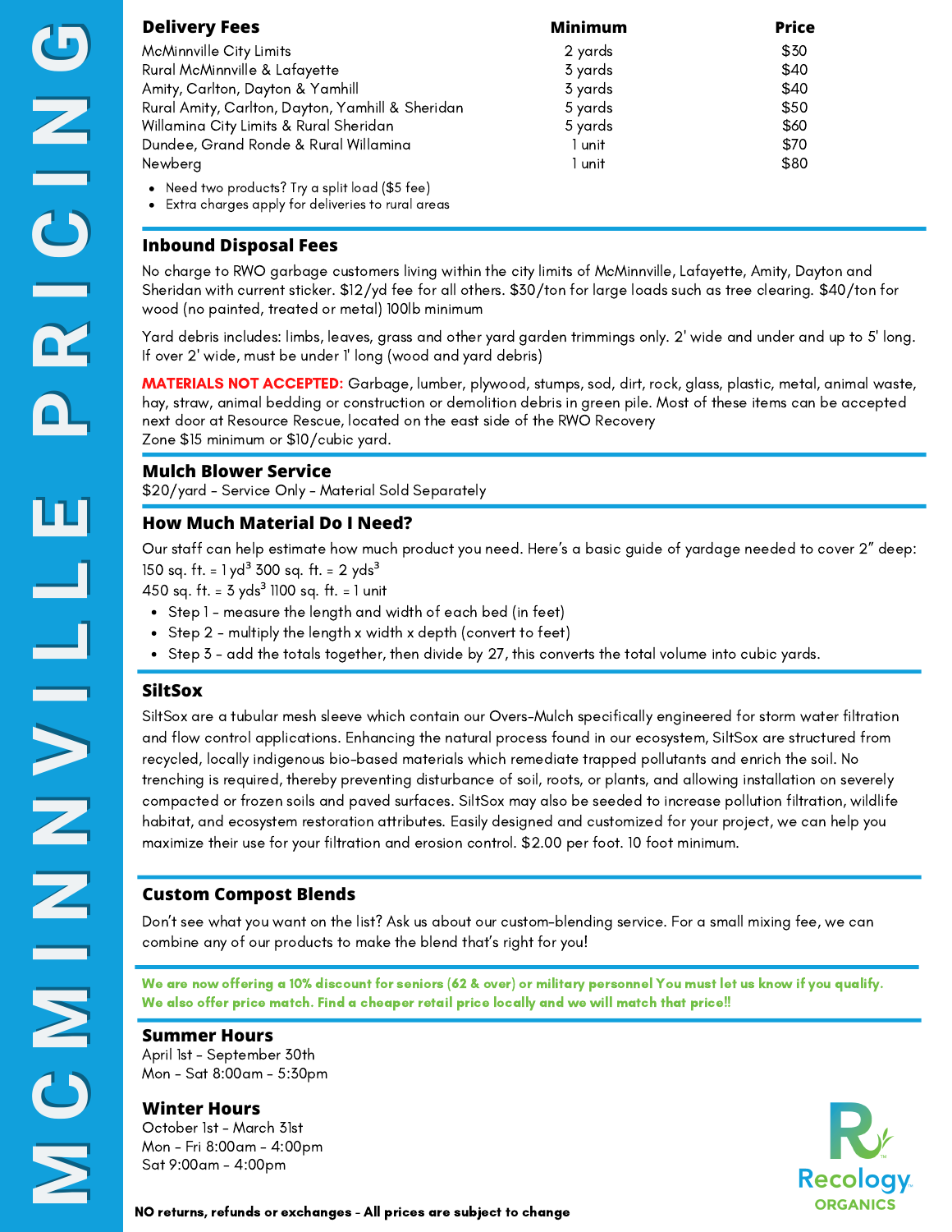# MCMINNVILLE PRICING

| Delivery Fees | Minimum | Price |
| --- | --- | --- |
| McMinnville City Limits | 2 yards | $30 |
| Rural McMinnville & Lafayette | 3 yards | $40 |
| Amity, Carlton, Dayton & Yamhill | 3 yards | $40 |
| Rural Amity, Carlton, Dayton, Yamhill & Sheridan | 5 yards | $50 |
| Willamina City Limits & Rural Sheridan | 5 yards | $60 |
| Dundee, Grand Ronde & Rural Willamina | 1 unit | $70 |
| Newberg | 1 unit | $80 |

- Need two products? Try a split load ($5 fee)
- Extra charges apply for deliveries to rural areas

## Inbound Disposal Fees

No charge to RWO garbage customers living within the city limits of McMinnville, Lafayette, Amity, Dayton and Sheridan with current sticker. $12/yd fee for all others. $30/ton for large loads such as tree clearing. $40/ton for wood (no painted, treated or metal) 100lb minimum

Yard debris includes: limbs, leaves, grass and other yard garden trimmings only. 2' wide and under and up to 5' long. If over 2' wide, must be under 1' long (wood and yard debris)

**MATERIALS NOT ACCEPTED:** Garbage, lumber, plywood, stumps, sod, dirt, rock, glass, plastic, metal, animal waste, hay, straw, animal bedding or construction or demolition debris in green pile. Most of these items can be accepted next door at Resource Rescue, located on the east side of the RWO Recovery
Zone $15 minimum or $10/cubic yard.

## Mulch Blower Service

$20/yard - Service Only - Material Sold Separately

## How Much Material Do I Need?

Our staff can help estimate how much product you need. Here's a basic guide of yardage needed to cover 2" deep:
150 sq. ft. = 1 $yd^3$ 300 sq. ft. = 2 $yds^3$
450 sq. ft. = 3 $yds^3$ 1100 sq. ft. = 1 unit

- Step 1 - measure the length and width of each bed (in feet)
- Step 2 - multiply the length x width x depth (convert to feet)
- Step 3 - add the totals together, then divide by 27, this converts the total volume into cubic yards.

## SiltSox

SiltSox are a tubular mesh sleeve which contain our Overs-Mulch specifically engineered for storm water filtration and flow control applications. Enhancing the natural process found in our ecosystem, SiltSox are structured from recycled, locally indigenous bio-based materials which remediate trapped pollutants and enrich the soil. No trenching is required, thereby preventing disturbance of soil, roots, or plants, and allowing installation on severely compacted or frozen soils and paved surfaces. SiltSox may also be seeded to increase pollution filtration, wildlife habitat, and ecosystem restoration attributes. Easily designed and customized for your project, we can help you maximize their use for your filtration and erosion control. $2.00 per foot. 10 foot minimum.

## Custom Compost Blends

Don't see what you want on the list? Ask us about our custom-blending service. For a small mixing fee, we can combine any of our products to make the blend that's right for you!

**We are now offering a 10% discount for seniors (62 & over) or military personnel You must let us know if you qualify. We also offer price match. Find a cheaper retail price locally and we will match that price!!**

## Summer Hours

April 1st - September 30th
Mon - Sat 8:00am - 5:30pm

## Winter Hours

October 1st - March 31st
Mon - Fri 8:00am - 4:00pm
Sat 9:00am - 4:00pm

Recology ORGANICS

**NO returns, refunds or exchanges - All prices are subject to change**